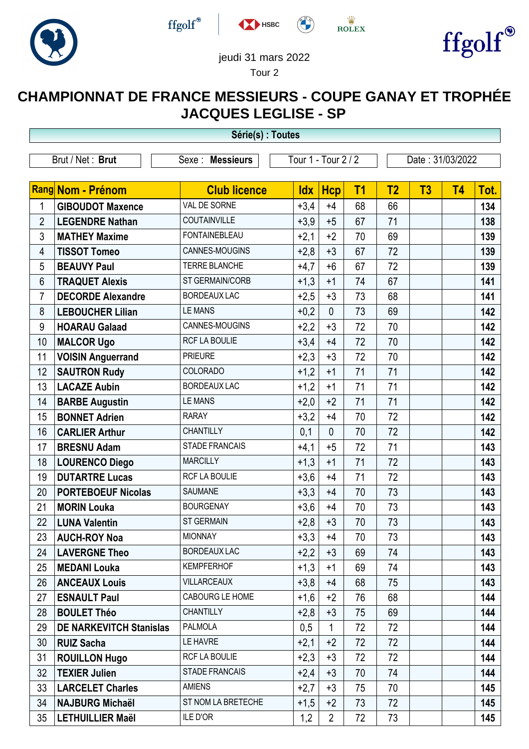jeudi 31 mars 2022

Tour 2

# CHAMPIONNAT DE FRANCE MESSIEURS - COUPE GANAY ET TROPHÉE JACQUES LEGLISE - SP

**Série(s) : Toutes**

| Brut / Net : **Brut** | Sexe : **Messieurs** | Tour 1 - Tour 2 / 2 | Date : 31/03/2022 |
|---|---|---|---|

| Rang | Nom - Prénom | Club licence | Idx | Hcp | T1 | T2 | T3 | T4 | Tot. |
|---|---|---|---|---|---|---|---|---|---|
| 1 | **GIBOUDOT Maxence** | VAL DE SORNE | +3,4 | +4 | 68 | 66 | | | **134** |
| 2 | **LEGENDRE Nathan** | COUTAINVILLE | +3,9 | +5 | 67 | 71 | | | **138** |
| 3 | **MATHEY Maxime** | FONTAINEBLEAU | +2,1 | +2 | 70 | 69 | | | **139** |
| 4 | **TISSOT Tomeo** | CANNES-MOUGINS | +2,8 | +3 | 67 | 72 | | | **139** |
| 5 | **BEAUVY Paul** | TERRE BLANCHE | +4,7 | +6 | 67 | 72 | | | **139** |
| 6 | **TRAQUET Alexis** | ST GERMAIN/CORB | +1,3 | +1 | 74 | 67 | | | **141** |
| 7 | **DECORDE Alexandre** | BORDEAUX LAC | +2,5 | +3 | 73 | 68 | | | **141** |
| 8 | **LEBOUCHER Lilian** | LE MANS | +0,2 | 0 | 73 | 69 | | | **142** |
| 9 | **HOARAU Galaad** | CANNES-MOUGINS | +2,2 | +3 | 72 | 70 | | | **142** |
| 10 | **MALCOR Ugo** | RCF LA BOULIE | +3,4 | +4 | 72 | 70 | | | **142** |
| 11 | **VOISIN Anguerrand** | PRIEURE | +2,3 | +3 | 72 | 70 | | | **142** |
| 12 | **SAUTRON Rudy** | COLORADO | +1,2 | +1 | 71 | 71 | | | **142** |
| 13 | **LACAZE Aubin** | BORDEAUX LAC | +1,2 | +1 | 71 | 71 | | | **142** |
| 14 | **BARBE Augustin** | LE MANS | +2,0 | +2 | 71 | 71 | | | **142** |
| 15 | **BONNET Adrien** | RARAY | +3,2 | +4 | 70 | 72 | | | **142** |
| 16 | **CARLIER Arthur** | CHANTILLY | 0,1 | 0 | 70 | 72 | | | **142** |
| 17 | **BRESNU Adam** | STADE FRANCAIS | +4,1 | +5 | 72 | 71 | | | **143** |
| 18 | **LOURENCO Diego** | MARCILLY | +1,3 | +1 | 71 | 72 | | | **143** |
| 19 | **DUTARTRE Lucas** | RCF LA BOULIE | +3,6 | +4 | 71 | 72 | | | **143** |
| 20 | **PORTEBOEUF Nicolas** | SAUMANE | +3,3 | +4 | 70 | 73 | | | **143** |
| 21 | **MORIN Louka** | BOURGENAY | +3,6 | +4 | 70 | 73 | | | **143** |
| 22 | **LUNA Valentin** | ST GERMAIN | +2,8 | +3 | 70 | 73 | | | **143** |
| 23 | **AUCH-ROY Noa** | MIONNAY | +3,3 | +4 | 70 | 73 | | | **143** |
| 24 | **LAVERGNE Theo** | BORDEAUX LAC | +2,2 | +3 | 69 | 74 | | | **143** |
| 25 | **MEDANI Louka** | KEMPFERHOF | +1,3 | +1 | 69 | 74 | | | **143** |
| 26 | **ANCEAUX Louis** | VILLARCEAUX | +3,8 | +4 | 68 | 75 | | | **143** |
| 27 | **ESNAULT Paul** | CABOURG LE HOME | +1,6 | +2 | 76 | 68 | | | **144** |
| 28 | **BOULET Théo** | CHANTILLY | +2,8 | +3 | 75 | 69 | | | **144** |
| 29 | **DE NARKEVITCH Stanislas** | PALMOLA | 0,5 | 1 | 72 | 72 | | | **144** |
| 30 | **RUIZ Sacha** | LE HAVRE | +2,1 | +2 | 72 | 72 | | | **144** |
| 31 | **ROUILLON Hugo** | RCF LA BOULIE | +2,3 | +3 | 72 | 72 | | | **144** |
| 32 | **TEXIER Julien** | STADE FRANCAIS | +2,4 | +3 | 70 | 74 | | | **144** |
| 33 | **LARCELET Charles** | AMIENS | +2,7 | +3 | 75 | 70 | | | **145** |
| 34 | **NAJBURG Michaël** | ST NOM LA BRETECHE | +1,5 | +2 | 73 | 72 | | | **145** |
| 35 | **LETHUILLIER Maël** | ILE D'OR | 1,2 | 2 | 72 | 73 | | | **145** |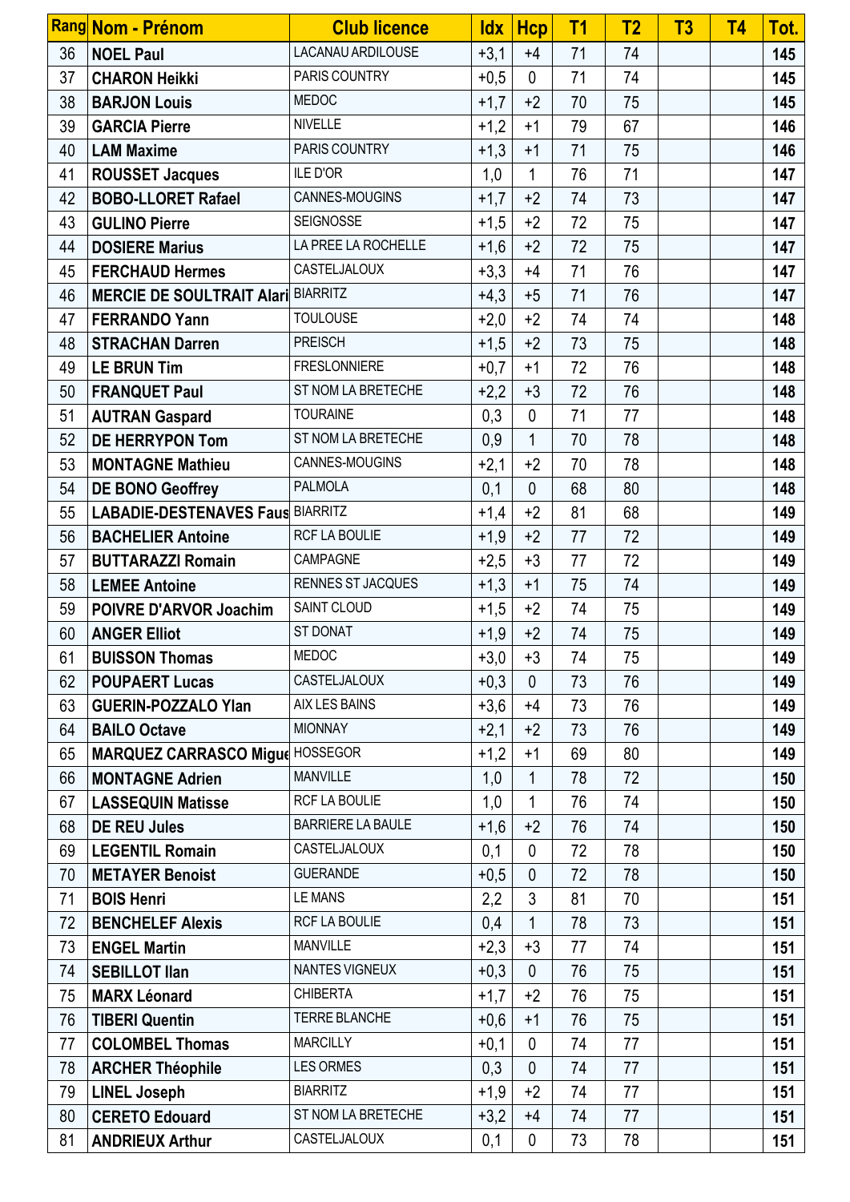| Rang | Nom - Prénom | Club licence | Idx | Hcp | T1 | T2 | T3 | T4 | Tot. |
|---|---|---|---|---|---|---|---|---|---|
| 36 | **NOEL Paul** | LACANAU ARDILOUSE | +3,1 | +4 | 71 | 74 | | | **145** |
| 37 | **CHARON Heikki** | PARIS COUNTRY | +0,5 | 0 | 71 | 74 | | | **145** |
| 38 | **BARJON Louis** | MEDOC | +1,7 | +2 | 70 | 75 | | | **145** |
| 39 | **GARCIA Pierre** | NIVELLE | +1,2 | +1 | 79 | 67 | | | **146** |
| 40 | **LAM Maxime** | PARIS COUNTRY | +1,3 | +1 | 71 | 75 | | | **146** |
| 41 | **ROUSSET Jacques** | ILE D'OR | 1,0 | 1 | 76 | 71 | | | **147** |
| 42 | **BOBO-LLORET Rafael** | CANNES-MOUGINS | +1,7 | +2 | 74 | 73 | | | **147** |
| 43 | **GULINO Pierre** | SEIGNOSSE | +1,5 | +2 | 72 | 75 | | | **147** |
| 44 | **DOSIERE Marius** | LA PREE LA ROCHELLE | +1,6 | +2 | 72 | 75 | | | **147** |
| 45 | **FERCHAUD Hermes** | CASTELJALOUX | +3,3 | +4 | 71 | 76 | | | **147** |
| 46 | **MERCIE DE SOULTRAIT Alari** | BIARRITZ | +4,3 | +5 | 71 | 76 | | | **147** |
| 47 | **FERRANDO Yann** | TOULOUSE | +2,0 | +2 | 74 | 74 | | | **148** |
| 48 | **STRACHAN Darren** | PREISCH | +1,5 | +2 | 73 | 75 | | | **148** |
| 49 | **LE BRUN Tim** | FRESLONNIERE | +0,7 | +1 | 72 | 76 | | | **148** |
| 50 | **FRANQUET Paul** | ST NOM LA BRETECHE | +2,2 | +3 | 72 | 76 | | | **148** |
| 51 | **AUTRAN Gaspard** | TOURAINE | 0,3 | 0 | 71 | 77 | | | **148** |
| 52 | **DE HERRYPON Tom** | ST NOM LA BRETECHE | 0,9 | 1 | 70 | 78 | | | **148** |
| 53 | **MONTAGNE Mathieu** | CANNES-MOUGINS | +2,1 | +2 | 70 | 78 | | | **148** |
| 54 | **DE BONO Geoffrey** | PALMOLA | 0,1 | 0 | 68 | 80 | | | **148** |
| 55 | **LABADIE-DESTENAVES Faus** | BIARRITZ | +1,4 | +2 | 81 | 68 | | | **149** |
| 56 | **BACHELIER Antoine** | RCF LA BOULIE | +1,9 | +2 | 77 | 72 | | | **149** |
| 57 | **BUTTARAZZI Romain** | CAMPAGNE | +2,5 | +3 | 77 | 72 | | | **149** |
| 58 | **LEMEE Antoine** | RENNES ST JACQUES | +1,3 | +1 | 75 | 74 | | | **149** |
| 59 | **POIVRE D'ARVOR Joachim** | SAINT CLOUD | +1,5 | +2 | 74 | 75 | | | **149** |
| 60 | **ANGER Elliot** | ST DONAT | +1,9 | +2 | 74 | 75 | | | **149** |
| 61 | **BUISSON Thomas** | MEDOC | +3,0 | +3 | 74 | 75 | | | **149** |
| 62 | **POUPAERT Lucas** | CASTELJALOUX | +0,3 | 0 | 73 | 76 | | | **149** |
| 63 | **GUERIN-POZZALO Ylan** | AIX LES BAINS | +3,6 | +4 | 73 | 76 | | | **149** |
| 64 | **BAILO Octave** | MIONNAY | +2,1 | +2 | 73 | 76 | | | **149** |
| 65 | **MARQUEZ CARRASCO Migue** | HOSSEGOR | +1,2 | +1 | 69 | 80 | | | **149** |
| 66 | **MONTAGNE Adrien** | MANVILLE | 1,0 | 1 | 78 | 72 | | | **150** |
| 67 | **LASSEQUIN Matisse** | RCF LA BOULIE | 1,0 | 1 | 76 | 74 | | | **150** |
| 68 | **DE REU Jules** | BARRIERE LA BAULE | +1,6 | +2 | 76 | 74 | | | **150** |
| 69 | **LEGENTIL Romain** | CASTELJALOUX | 0,1 | 0 | 72 | 78 | | | **150** |
| 70 | **METAYER Benoist** | GUERANDE | +0,5 | 0 | 72 | 78 | | | **150** |
| 71 | **BOIS Henri** | LE MANS | 2,2 | 3 | 81 | 70 | | | **151** |
| 72 | **BENCHELEF Alexis** | RCF LA BOULIE | 0,4 | 1 | 78 | 73 | | | **151** |
| 73 | **ENGEL Martin** | MANVILLE | +2,3 | +3 | 77 | 74 | | | **151** |
| 74 | **SEBILLOT Ilan** | NANTES VIGNEUX | +0,3 | 0 | 76 | 75 | | | **151** |
| 75 | **MARX Léonard** | CHIBERTA | +1,7 | +2 | 76 | 75 | | | **151** |
| 76 | **TIBERI Quentin** | TERRE BLANCHE | +0,6 | +1 | 76 | 75 | | | **151** |
| 77 | **COLOMBEL Thomas** | MARCILLY | +0,1 | 0 | 74 | 77 | | | **151** |
| 78 | **ARCHER Théophile** | LES ORMES | 0,3 | 0 | 74 | 77 | | | **151** |
| 79 | **LINEL Joseph** | BIARRITZ | +1,9 | +2 | 74 | 77 | | | **151** |
| 80 | **CERETO Edouard** | ST NOM LA BRETECHE | +3,2 | +4 | 74 | 77 | | | **151** |
| 81 | **ANDRIEUX Arthur** | CASTELJALOUX | 0,1 | 0 | 73 | 78 | | | **151** |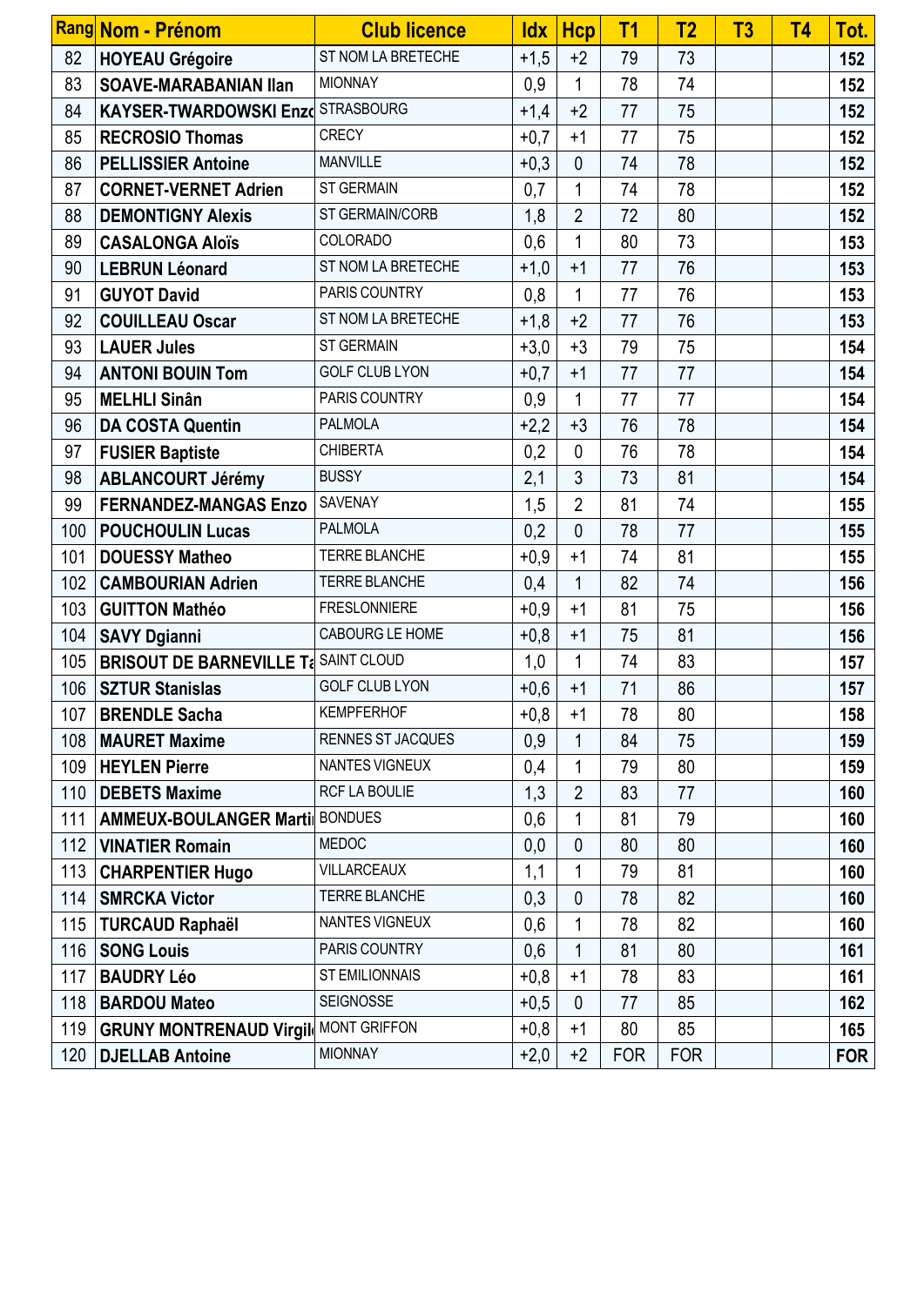| Rang | Nom - Prénom | Club licence | Idx | Hcp | T1 | T2 | T3 | T4 | Tot. |
|---|---|---|---|---|---|---|---|---|---|
| 82 | **HOYEAU Grégoire** | ST NOM LA BRETECHE | +1,5 | +2 | 79 | 73 | | | **152** |
| 83 | **SOAVE-MARABANIAN Ilan** | MIONNAY | 0,9 | 1 | 78 | 74 | | | **152** |
| 84 | **KAYSER-TWARDOWSKI Enzo** | STRASBOURG | +1,4 | +2 | 77 | 75 | | | **152** |
| 85 | **RECROSIO Thomas** | CRECY | +0,7 | +1 | 77 | 75 | | | **152** |
| 86 | **PELLISSIER Antoine** | MANVILLE | +0,3 | 0 | 74 | 78 | | | **152** |
| 87 | **CORNET-VERNET Adrien** | ST GERMAIN | 0,7 | 1 | 74 | 78 | | | **152** |
| 88 | **DEMONTIGNY Alexis** | ST GERMAIN/CORB | 1,8 | 2 | 72 | 80 | | | **152** |
| 89 | **CASALONGA Aloïs** | COLORADO | 0,6 | 1 | 80 | 73 | | | **153** |
| 90 | **LEBRUN Léonard** | ST NOM LA BRETECHE | +1,0 | +1 | 77 | 76 | | | **153** |
| 91 | **GUYOT David** | PARIS COUNTRY | 0,8 | 1 | 77 | 76 | | | **153** |
| 92 | **COUILLEAU Oscar** | ST NOM LA BRETECHE | +1,8 | +2 | 77 | 76 | | | **153** |
| 93 | **LAUER Jules** | ST GERMAIN | +3,0 | +3 | 79 | 75 | | | **154** |
| 94 | **ANTONI BOUIN Tom** | GOLF CLUB LYON | +0,7 | +1 | 77 | 77 | | | **154** |
| 95 | **MELHLI Sinân** | PARIS COUNTRY | 0,9 | 1 | 77 | 77 | | | **154** |
| 96 | **DA COSTA Quentin** | PALMOLA | +2,2 | +3 | 76 | 78 | | | **154** |
| 97 | **FUSIER Baptiste** | CHIBERTA | 0,2 | 0 | 76 | 78 | | | **154** |
| 98 | **ABLANCOURT Jérémy** | BUSSY | 2,1 | 3 | 73 | 81 | | | **154** |
| 99 | **FERNANDEZ-MANGAS Enzo** | SAVENAY | 1,5 | 2 | 81 | 74 | | | **155** |
| 100 | **POUCHOULIN Lucas** | PALMOLA | 0,2 | 0 | 78 | 77 | | | **155** |
| 101 | **DOUESSY Matheo** | TERRE BLANCHE | +0,9 | +1 | 74 | 81 | | | **155** |
| 102 | **CAMBOURIAN Adrien** | TERRE BLANCHE | 0,4 | 1 | 82 | 74 | | | **156** |
| 103 | **GUITTON Mathéo** | FRESLONNIERE | +0,9 | +1 | 81 | 75 | | | **156** |
| 104 | **SAVY Dgianni** | CABOURG LE HOME | +0,8 | +1 | 75 | 81 | | | **156** |
| 105 | **BRISOUT DE BARNEVILLE Ta** | SAINT CLOUD | 1,0 | 1 | 74 | 83 | | | **157** |
| 106 | **SZTUR Stanislas** | GOLF CLUB LYON | +0,6 | +1 | 71 | 86 | | | **157** |
| 107 | **BRENDLE Sacha** | KEMPFERHOF | +0,8 | +1 | 78 | 80 | | | **158** |
| 108 | **MAURET Maxime** | RENNES ST JACQUES | 0,9 | 1 | 84 | 75 | | | **159** |
| 109 | **HEYLEN Pierre** | NANTES VIGNEUX | 0,4 | 1 | 79 | 80 | | | **159** |
| 110 | **DEBETS Maxime** | RCF LA BOULIE | 1,3 | 2 | 83 | 77 | | | **160** |
| 111 | **AMMEUX-BOULANGER Marti** | BONDUES | 0,6 | 1 | 81 | 79 | | | **160** |
| 112 | **VINATIER Romain** | MEDOC | 0,0 | 0 | 80 | 80 | | | **160** |
| 113 | **CHARPENTIER Hugo** | VILLARCEAUX | 1,1 | 1 | 79 | 81 | | | **160** |
| 114 | **SMRCKA Victor** | TERRE BLANCHE | 0,3 | 0 | 78 | 82 | | | **160** |
| 115 | **TURCAUD Raphaël** | NANTES VIGNEUX | 0,6 | 1 | 78 | 82 | | | **160** |
| 116 | **SONG Louis** | PARIS COUNTRY | 0,6 | 1 | 81 | 80 | | | **161** |
| 117 | **BAUDRY Léo** | ST EMILIONNAIS | +0,8 | +1 | 78 | 83 | | | **161** |
| 118 | **BARDOU Mateo** | SEIGNOSSE | +0,5 | 0 | 77 | 85 | | | **162** |
| 119 | **GRUNY MONTRENAUD Virgil** | MONT GRIFFON | +0,8 | +1 | 80 | 85 | | | **165** |
| 120 | **DJELLAB Antoine** | MIONNAY | +2,0 | +2 | FOR | FOR | | | **FOR** |